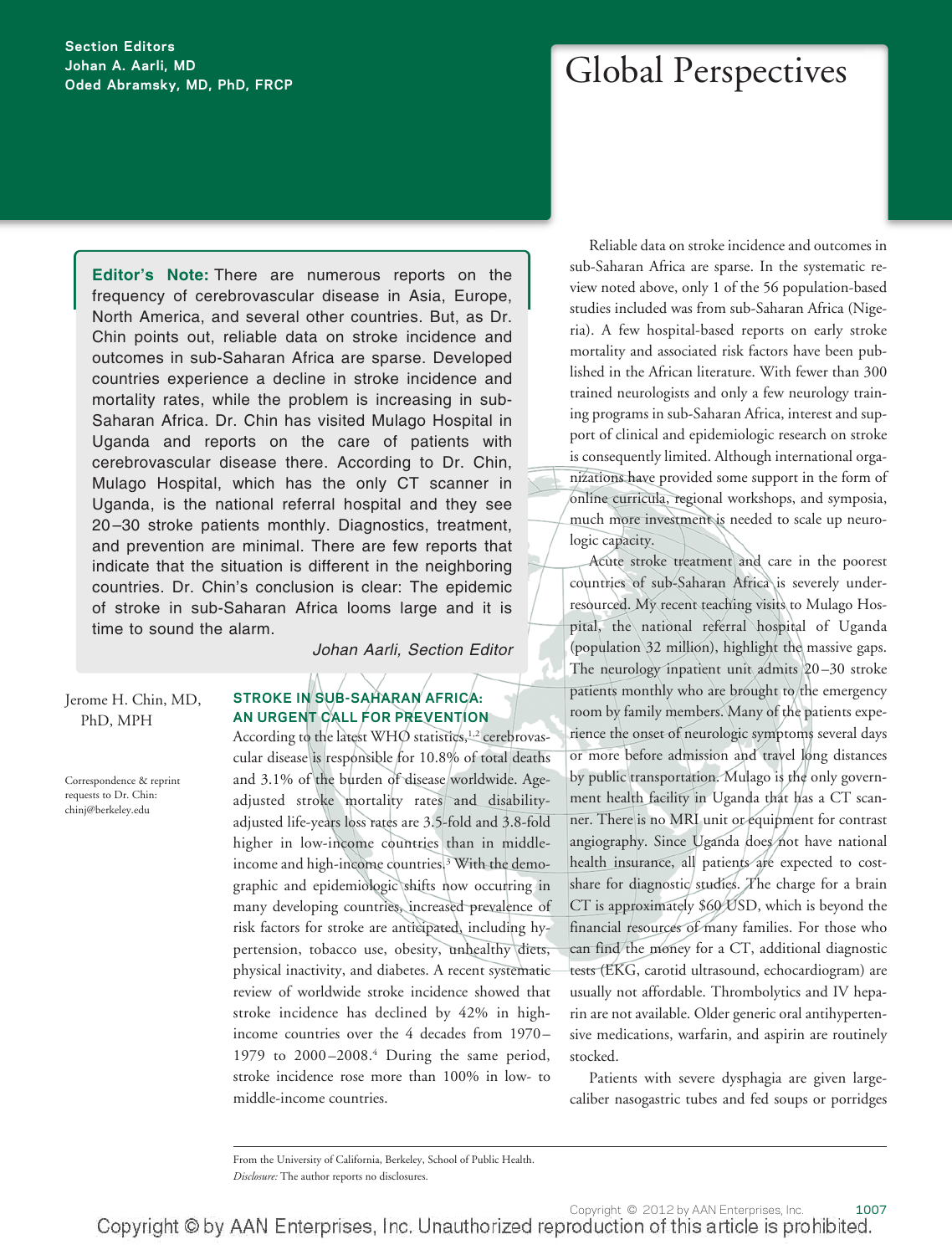Section Editors
Johan A. Aarli, MD
Oded Abramsky, MD, PhD, FRCP

# Global Perspectives

**Editor's Note:** There are numerous reports on the frequency of cerebrovascular disease in Asia, Europe, North America, and several other countries. But, as Dr. Chin points out, reliable data on stroke incidence and outcomes in sub-Saharan Africa are sparse. Developed countries experience a decline in stroke incidence and mortality rates, while the problem is increasing in sub-Saharan Africa. Dr. Chin has visited Mulago Hospital in Uganda and reports on the care of patients with cerebrovascular disease there. According to Dr. Chin, Mulago Hospital, which has the only CT scanner in Uganda, is the national referral hospital and they see 20–30 stroke patients monthly. Diagnostics, treatment, and prevention are minimal. There are few reports that indicate that the situation is different in the neighboring countries. Dr. Chin's conclusion is clear: The epidemic of stroke in sub-Saharan Africa looms large and it is time to sound the alarm.

*Johan Aarli, Section Editor*

Jerome H. Chin, MD, PhD, MPH

Correspondence & reprint requests to Dr. Chin: chinj@berkeley.edu

## STROKE IN SUB-SAHARAN AFRICA: AN URGENT CALL FOR PREVENTION

According to the latest WHO statistics,[1,2] cerebrovascular disease is responsible for 10.8% of total deaths and 3.1% of the burden of disease worldwide. Age-adjusted stroke mortality rates and disability-adjusted life-years loss rates are 3.5-fold and 3.8-fold higher in low-income countries than in middle-income and high-income countries.[3] With the demographic and epidemiologic shifts now occurring in many developing countries, increased prevalence of risk factors for stroke are anticipated, including hypertension, tobacco use, obesity, unhealthy diets, physical inactivity, and diabetes. A recent systematic review of worldwide stroke incidence showed that stroke incidence has declined by 42% in high-income countries over the 4 decades from 1970–1979 to 2000–2008.[4] During the same period, stroke incidence rose more than 100% in low- to middle-income countries.

Reliable data on stroke incidence and outcomes in sub-Saharan Africa are sparse. In the systematic review noted above, only 1 of the 56 population-based studies included was from sub-Saharan Africa (Nigeria). A few hospital-based reports on early stroke mortality and associated risk factors have been published in the African literature. With fewer than 300 trained neurologists and only a few neurology training programs in sub-Saharan Africa, interest and support of clinical and epidemiologic research on stroke is consequently limited. Although international organizations have provided some support in the form of online curricula, regional workshops, and symposia, much more investment is needed to scale up neurologic capacity.

Acute stroke treatment and care in the poorest countries of sub-Saharan Africa is severely under-resourced. My recent teaching visits to Mulago Hospital, the national referral hospital of Uganda (population 32 million), highlight the massive gaps. The neurology inpatient unit admits 20–30 stroke patients monthly who are brought to the emergency room by family members. Many of the patients experience the onset of neurologic symptoms several days or more before admission and travel long distances by public transportation. Mulago is the only government health facility in Uganda that has a CT scanner. There is no MRI unit or equipment for contrast angiography. Since Uganda does not have national health insurance, all patients are expected to cost-share for diagnostic studies. The charge for a brain CT is approximately $60 USD, which is beyond the financial resources of many families. For those who can find the money for a CT, additional diagnostic tests (EKG, carotid ultrasound, echocardiogram) are usually not affordable. Thrombolytics and IV heparin are not available. Older generic oral antihypertensive medications, warfarin, and aspirin are routinely stocked.

Patients with severe dysphagia are given large-caliber nasogastric tubes and fed soups or porridges

From the University of California, Berkeley, School of Public Health.
*Disclosure:* The author reports no disclosures.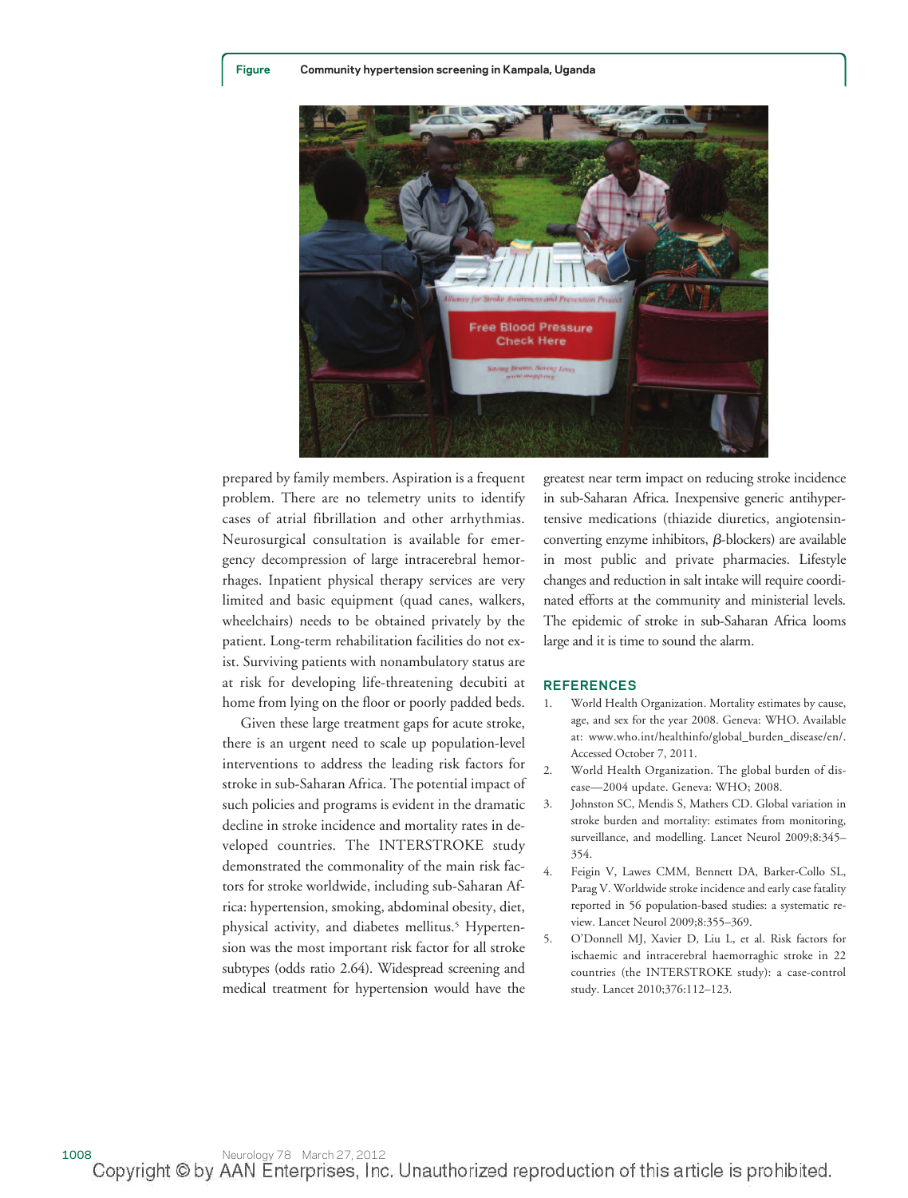**Figure** Community hypertension screening in Kampala, Uganda

prepared by family members. Aspiration is a frequent problem. There are no telemetry units to identify cases of atrial fibrillation and other arrhythmias. Neurosurgical consultation is available for emergency decompression of large intracerebral hemorrhages. Inpatient physical therapy services are very limited and basic equipment (quad canes, walkers, wheelchairs) needs to be obtained privately by the patient. Long-term rehabilitation facilities do not exist. Surviving patients with nonambulatory status are at risk for developing life-threatening decubiti at home from lying on the floor or poorly padded beds.

Given these large treatment gaps for acute stroke, there is an urgent need to scale up population-level interventions to address the leading risk factors for stroke in sub-Saharan Africa. The potential impact of such policies and programs is evident in the dramatic decline in stroke incidence and mortality rates in developed countries. The INTERSTROKE study demonstrated the commonality of the main risk factors for stroke worldwide, including sub-Saharan Africa: hypertension, smoking, abdominal obesity, diet, physical activity, and diabetes mellitus.[5] Hypertension was the most important risk factor for all stroke subtypes (odds ratio 2.64). Widespread screening and medical treatment for hypertension would have the greatest near term impact on reducing stroke incidence in sub-Saharan Africa. Inexpensive generic antihypertensive medications (thiazide diuretics, angiotensin-converting enzyme inhibitors, β-blockers) are available in most public and private pharmacies. Lifestyle changes and reduction in salt intake will require coordinated efforts at the community and ministerial levels. The epidemic of stroke in sub-Saharan Africa looms large and it is time to sound the alarm.

## REFERENCES

1. World Health Organization. Mortality estimates by cause, age, and sex for the year 2008. Geneva: WHO. Available at: www.who.int/healthinfo/global_burden_disease/en/. Accessed October 7, 2011.
2. World Health Organization. The global burden of disease—2004 update. Geneva: WHO; 2008.
3. Johnston SC, Mendis S, Mathers CD. Global variation in stroke burden and mortality: estimates from monitoring, surveillance, and modelling. Lancet Neurol 2009;8:345–354.
4. Feigin V, Lawes CMM, Bennett DA, Barker-Collo SL, Parag V. Worldwide stroke incidence and early case fatality reported in 56 population-based studies: a systematic review. Lancet Neurol 2009;8:355–369.
5. O'Donnell MJ, Xavier D, Liu L, et al. Risk factors for ischaemic and intracerebral haemorraghic stroke in 22 countries (the INTERSTROKE study): a case-control study. Lancet 2010;376:112–123.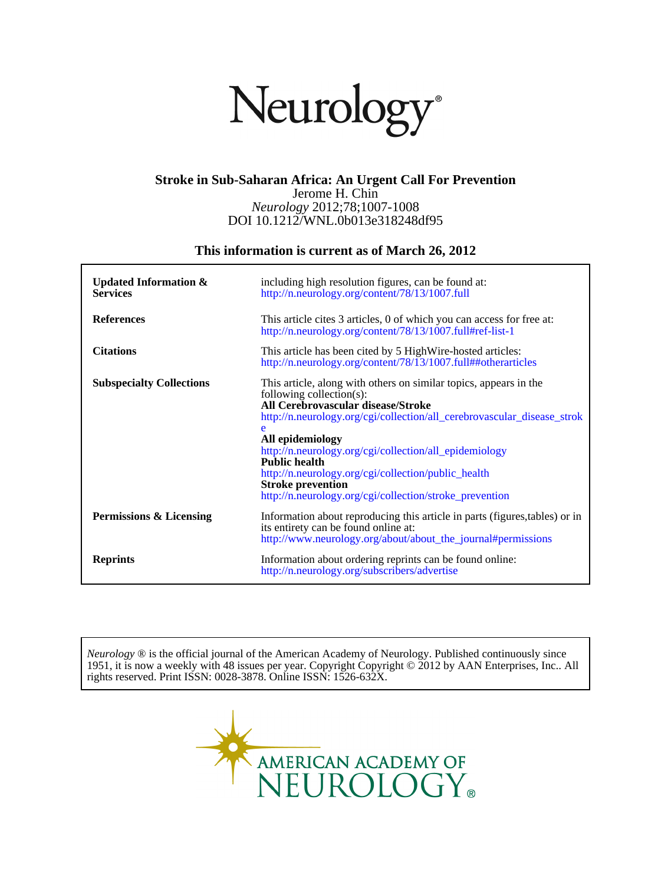# Neurology®

**Stroke in Sub-Saharan Africa: An Urgent Call For Prevention**
Jerome H. Chin
*Neurology* 2012;78;1007-1008
DOI 10.1212/WNL.0b013e318248df95

**This information is current as of March 26, 2012**

| | |
|---|---|
| **Updated Information & Services** | including high resolution figures, can be found at: http://n.neurology.org/content/78/13/1007.full |
| **References** | This article cites 3 articles, 0 of which you can access for free at: http://n.neurology.org/content/78/13/1007.full#ref-list-1 |
| **Citations** | This article has been cited by 5 HighWire-hosted articles: http://n.neurology.org/content/78/13/1007.full##otherarticles |
| **Subspecialty Collections** | This article, along with others on similar topics, appears in the following collection(s): **All Cerebrovascular disease/Stroke** http://n.neurology.org/cgi/collection/all_cerebrovascular_disease_stroke **All epidemiology** http://n.neurology.org/cgi/collection/all_epidemiology **Public health** http://n.neurology.org/cgi/collection/public_health **Stroke prevention** http://n.neurology.org/cgi/collection/stroke_prevention |
| **Permissions & Licensing** | Information about reproducing this article in parts (figures,tables) or in its entirety can be found online at: http://www.neurology.org/about/about_the_journal#permissions |
| **Reprints** | Information about ordering reprints can be found online: http://n.neurology.org/subscribers/advertise |

*Neurology* ® is the official journal of the American Academy of Neurology. Published continuously since 1951, it is now a weekly with 48 issues per year. Copyright Copyright © 2012 by AAN Enterprises, Inc.. All rights reserved. Print ISSN: 0028-3878. Online ISSN: 1526-632X.

AMERICAN ACADEMY OF NEUROLOGY®